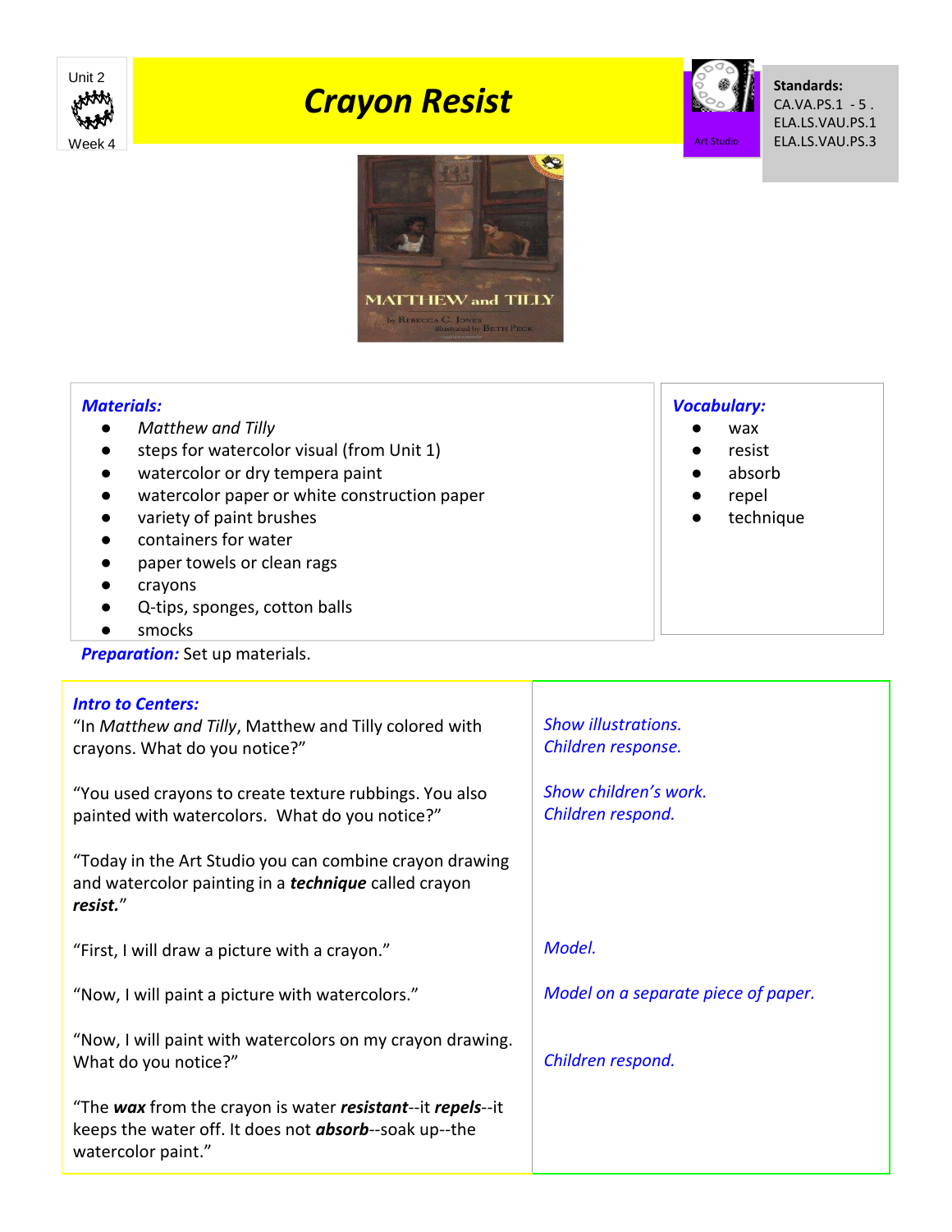Unit 2

Week 4

# *Crayon Resist*

Art Studio

**Standards:**
CA.VA.PS.1 - 5 .
ELA.LS.VAU.PS.1
ELA.LS.VAU.PS.3

MATTHEW and TILLY
by Rebecca C. Jones
illustrated by Beth Peck

***Materials:***

- *Matthew and Tilly*
- steps for watercolor visual (from Unit 1)
- watercolor or dry tempera paint
- watercolor paper or white construction paper
- variety of paint brushes
- containers for water
- paper towels or clean rags
- crayons
- Q-tips, sponges, cotton balls
- smocks

***Vocabulary:***

- wax
- resist
- absorb
- repel
- technique

***Preparation:*** Set up materials.

| ***Intro to Centers:*** | |
|---|---|
| "In *Matthew and Tilly*, Matthew and Tilly colored with crayons. What do you notice?" | *Show illustrations.* *Children response.* |
| "You used crayons to create texture rubbings. You also painted with watercolors. What do you notice?" | *Show children's work.* *Children respond.* |
| "Today in the Art Studio you can combine crayon drawing and watercolor painting in a ***technique*** called crayon ***resist.***" | |
| "First, I will draw a picture with a crayon." | *Model.* |
| "Now, I will paint a picture with watercolors." | *Model on a separate piece of paper.* |
| "Now, I will paint with watercolors on my crayon drawing. What do you notice?" | *Children respond.* |
| "The ***wax*** from the crayon is water ***resistant***--it ***repels***--it keeps the water off. It does not ***absorb***--soak up--the watercolor paint." | |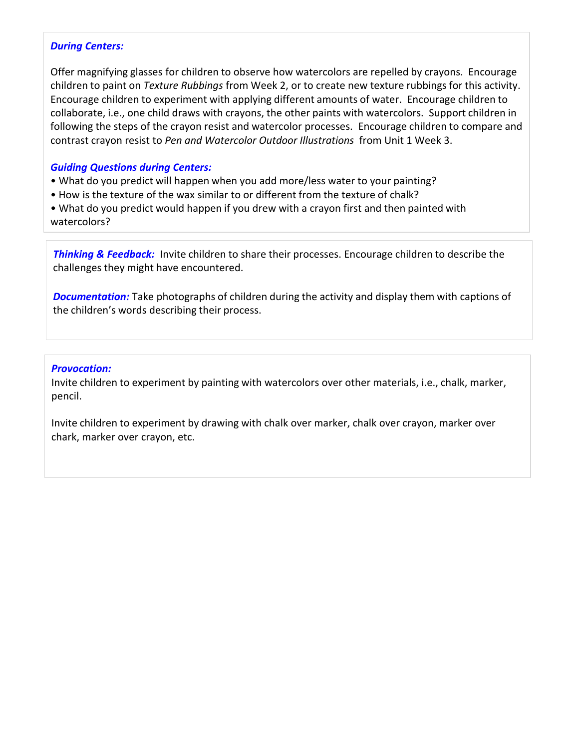***During Centers:***

Offer magnifying glasses for children to observe how watercolors are repelled by crayons. Encourage children to paint on *Texture Rubbings* from Week 2, or to create new texture rubbings for this activity. Encourage children to experiment with applying different amounts of water. Encourage children to collaborate, i.e., one child draws with crayons, the other paints with watercolors. Support children in following the steps of the crayon resist and watercolor processes. Encourage children to compare and contrast crayon resist to *Pen and Watercolor Outdoor Illustrations* from Unit 1 Week 3.

***Guiding Questions during Centers:***

- What do you predict will happen when you add more/less water to your painting?
- How is the texture of the wax similar to or different from the texture of chalk?
- What do you predict would happen if you drew with a crayon first and then painted with watercolors?

***Thinking & Feedback:*** Invite children to share their processes. Encourage children to describe the challenges they might have encountered.

***Documentation:*** Take photographs of children during the activity and display them with captions of the children's words describing their process.

***Provocation:***

Invite children to experiment by painting with watercolors over other materials, i.e., chalk, marker, pencil.

Invite children to experiment by drawing with chalk over marker, chalk over crayon, marker over chark, marker over crayon, etc.